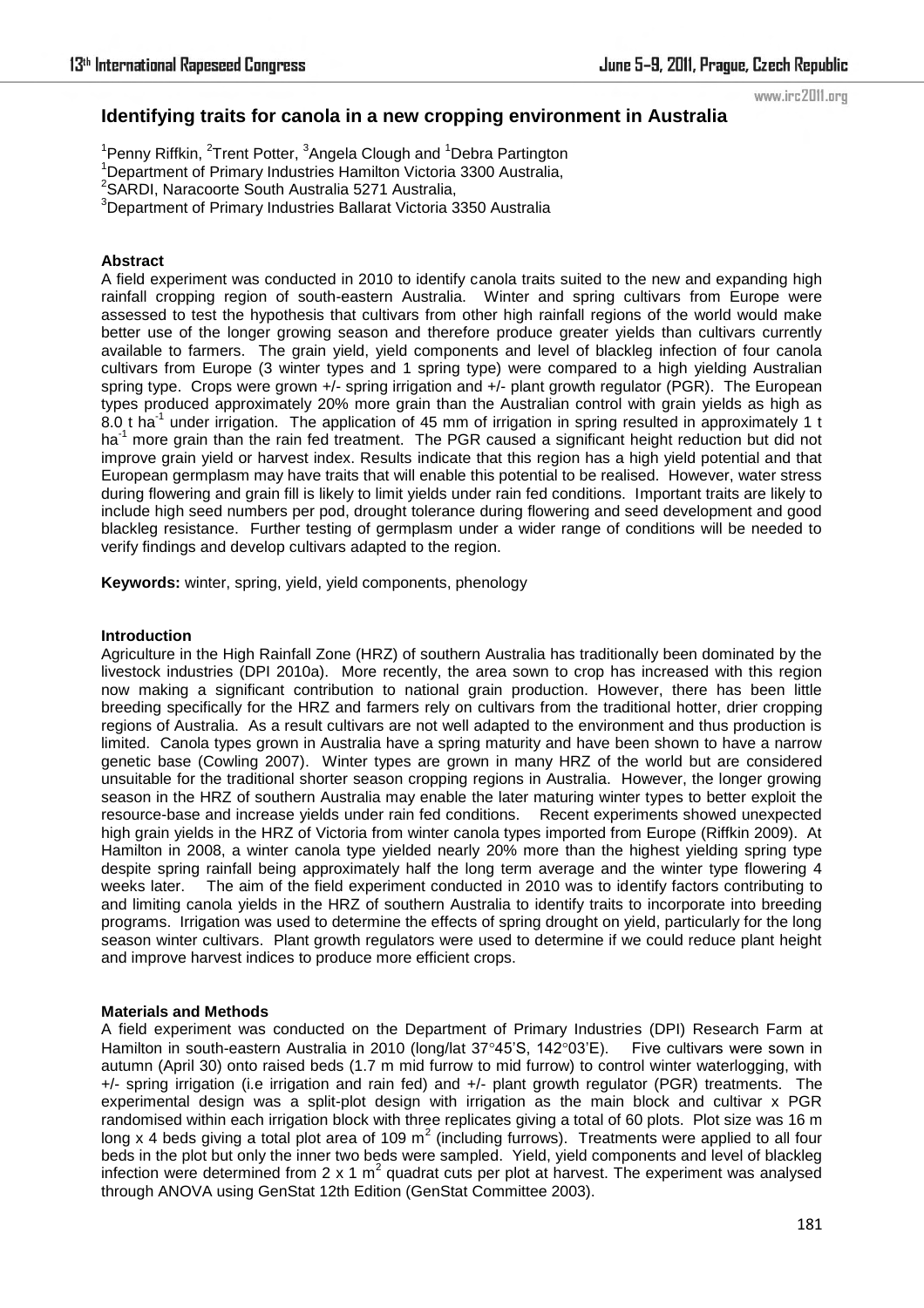# Identifying traits for canola in a new cropping environment in Australia

[1]Penny Riffkin, [2]Trent Potter, [3]Angela Clough and [1]Debra Partington
[1]Department of Primary Industries Hamilton Victoria 3300 Australia,
[2]SARDI, Naracoorte South Australia 5271 Australia,
[3]Department of Primary Industries Ballarat Victoria 3350 Australia

### Abstract

A field experiment was conducted in 2010 to identify canola traits suited to the new and expanding high rainfall cropping region of south-eastern Australia. Winter and spring cultivars from Europe were assessed to test the hypothesis that cultivars from other high rainfall regions of the world would make better use of the longer growing season and therefore produce greater yields than cultivars currently available to farmers. The grain yield, yield components and level of blackleg infection of four canola cultivars from Europe (3 winter types and 1 spring type) were compared to a high yielding Australian spring type. Crops were grown +/- spring irrigation and +/- plant growth regulator (PGR). The European types produced approximately 20% more grain than the Australian control with grain yields as high as 8.0 t ha$^{-1}$ under irrigation. The application of 45 mm of irrigation in spring resulted in approximately 1 t ha$^{-1}$ more grain than the rain fed treatment. The PGR caused a significant height reduction but did not improve grain yield or harvest index. Results indicate that this region has a high yield potential and that European germplasm may have traits that will enable this potential to be realised. However, water stress during flowering and grain fill is likely to limit yields under rain fed conditions. Important traits are likely to include high seed numbers per pod, drought tolerance during flowering and seed development and good blackleg resistance. Further testing of germplasm under a wider range of conditions will be needed to verify findings and develop cultivars adapted to the region.

**Keywords:** winter, spring, yield, yield components, phenology

### Introduction

Agriculture in the High Rainfall Zone (HRZ) of southern Australia has traditionally been dominated by the livestock industries (DPI 2010a). More recently, the area sown to crop has increased with this region now making a significant contribution to national grain production. However, there has been little breeding specifically for the HRZ and farmers rely on cultivars from the traditional hotter, drier cropping regions of Australia. As a result cultivars are not well adapted to the environment and thus production is limited. Canola types grown in Australia have a spring maturity and have been shown to have a narrow genetic base (Cowling 2007). Winter types are grown in many HRZ of the world but are considered unsuitable for the traditional shorter season cropping regions in Australia. However, the longer growing season in the HRZ of southern Australia may enable the later maturing winter types to better exploit the resource-base and increase yields under rain fed conditions. Recent experiments showed unexpected high grain yields in the HRZ of Victoria from winter canola types imported from Europe (Riffkin 2009). At Hamilton in 2008, a winter canola type yielded nearly 20% more than the highest yielding spring type despite spring rainfall being approximately half the long term average and the winter type flowering 4 weeks later. The aim of the field experiment conducted in 2010 was to identify factors contributing to and limiting canola yields in the HRZ of southern Australia to identify traits to incorporate into breeding programs. Irrigation was used to determine the effects of spring drought on yield, particularly for the long season winter cultivars. Plant growth regulators were used to determine if we could reduce plant height and improve harvest indices to produce more efficient crops.

### Materials and Methods

A field experiment was conducted on the Department of Primary Industries (DPI) Research Farm at Hamilton in south-eastern Australia in 2010 (long/lat 37°45'S, 142°03'E). Five cultivars were sown in autumn (April 30) onto raised beds (1.7 m mid furrow to mid furrow) to control winter waterlogging, with +/- spring irrigation (i.e irrigation and rain fed) and +/- plant growth regulator (PGR) treatments. The experimental design was a split-plot design with irrigation as the main block and cultivar x PGR randomised within each irrigation block with three replicates giving a total of 60 plots. Plot size was 16 m long x 4 beds giving a total plot area of 109 m$^2$ (including furrows). Treatments were applied to all four beds in the plot but only the inner two beds were sampled. Yield, yield components and level of blackleg infection were determined from 2 x 1 m$^2$ quadrat cuts per plot at harvest. The experiment was analysed through ANOVA using GenStat 12th Edition (GenStat Committee 2003).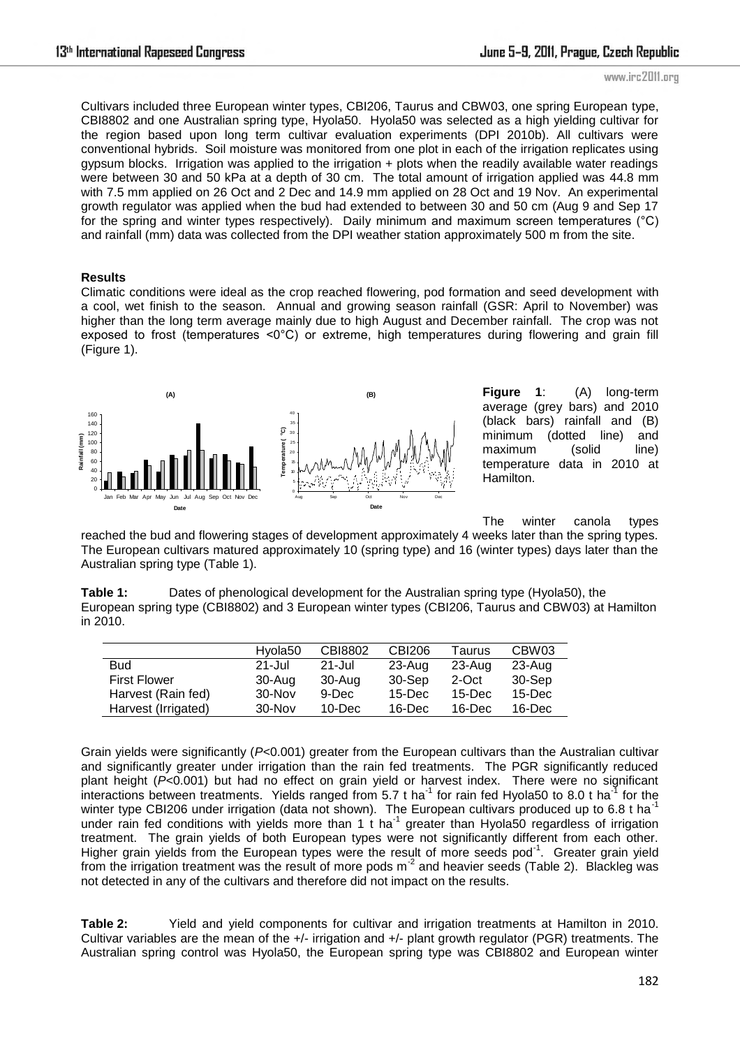Cultivars included three European winter types, CBI206, Taurus and CBW03, one spring European type, CBI8802 and one Australian spring type, Hyola50. Hyola50 was selected as a high yielding cultivar for the region based upon long term cultivar evaluation experiments (DPI 2010b). All cultivars were conventional hybrids. Soil moisture was monitored from one plot in each of the irrigation replicates using gypsum blocks. Irrigation was applied to the irrigation + plots when the readily available water readings were between 30 and 50 kPa at a depth of 30 cm. The total amount of irrigation applied was 44.8 mm with 7.5 mm applied on 26 Oct and 2 Dec and 14.9 mm applied on 28 Oct and 19 Nov. An experimental growth regulator was applied when the bud had extended to between 30 and 50 cm (Aug 9 and Sep 17 for the spring and winter types respectively). Daily minimum and maximum screen temperatures (°C) and rainfall (mm) data was collected from the DPI weather station approximately 500 m from the site.

## Results

Climatic conditions were ideal as the crop reached flowering, pod formation and seed development with a cool, wet finish to the season. Annual and growing season rainfall (GSR: April to November) was higher than the long term average mainly due to high August and December rainfall. The crop was not exposed to frost (temperatures <0°C) or extreme, high temperatures during flowering and grain fill (Figure 1).

**Figure 1**: (A) long-term average (grey bars) and 2010 (black bars) rainfall and (B) minimum (dotted line) and maximum (solid line) temperature data in 2010 at Hamilton.

The winter canola types reached the bud and flowering stages of development approximately 4 weeks later than the spring types. The European cultivars matured approximately 10 (spring type) and 16 (winter types) days later than the Australian spring type (Table 1).

**Table 1:** Dates of phenological development for the Australian spring type (Hyola50), the European spring type (CBI8802) and 3 European winter types (CBI206, Taurus and CBW03) at Hamilton in 2010.

| | Hyola50 | CBI8802 | CBI206 | Taurus | CBW03 |
|---|---|---|---|---|---|
| Bud | 21-Jul | 21-Jul | 23-Aug | 23-Aug | 23-Aug |
| First Flower | 30-Aug | 30-Aug | 30-Sep | 2-Oct | 30-Sep |
| Harvest (Rain fed) | 30-Nov | 9-Dec | 15-Dec | 15-Dec | 15-Dec |
| Harvest (Irrigated) | 30-Nov | 10-Dec | 16-Dec | 16-Dec | 16-Dec |

Grain yields were significantly ($P$<0.001) greater from the European cultivars than the Australian cultivar and significantly greater under irrigation than the rain fed treatments. The PGR significantly reduced plant height ($P$<0.001) but had no effect on grain yield or harvest index. There were no significant interactions between treatments. Yields ranged from 5.7 t ha$^{-1}$ for rain fed Hyola50 to 8.0 t ha$^{-1}$ for the winter type CBI206 under irrigation (data not shown). The European cultivars produced up to 6.8 t ha$^{-1}$ under rain fed conditions with yields more than 1 t ha$^{-1}$ greater than Hyola50 regardless of irrigation treatment. The grain yields of both European types were not significantly different from each other. Higher grain yields from the European types were the result of more seeds pod$^{-1}$. Greater grain yield from the irrigation treatment was the result of more pods m$^{-2}$ and heavier seeds (Table 2). Blackleg was not detected in any of the cultivars and therefore did not impact on the results.

**Table 2:** Yield and yield components for cultivar and irrigation treatments at Hamilton in 2010. Cultivar variables are the mean of the +/- irrigation and +/- plant growth regulator (PGR) treatments. The Australian spring control was Hyola50, the European spring type was CBI8802 and European winter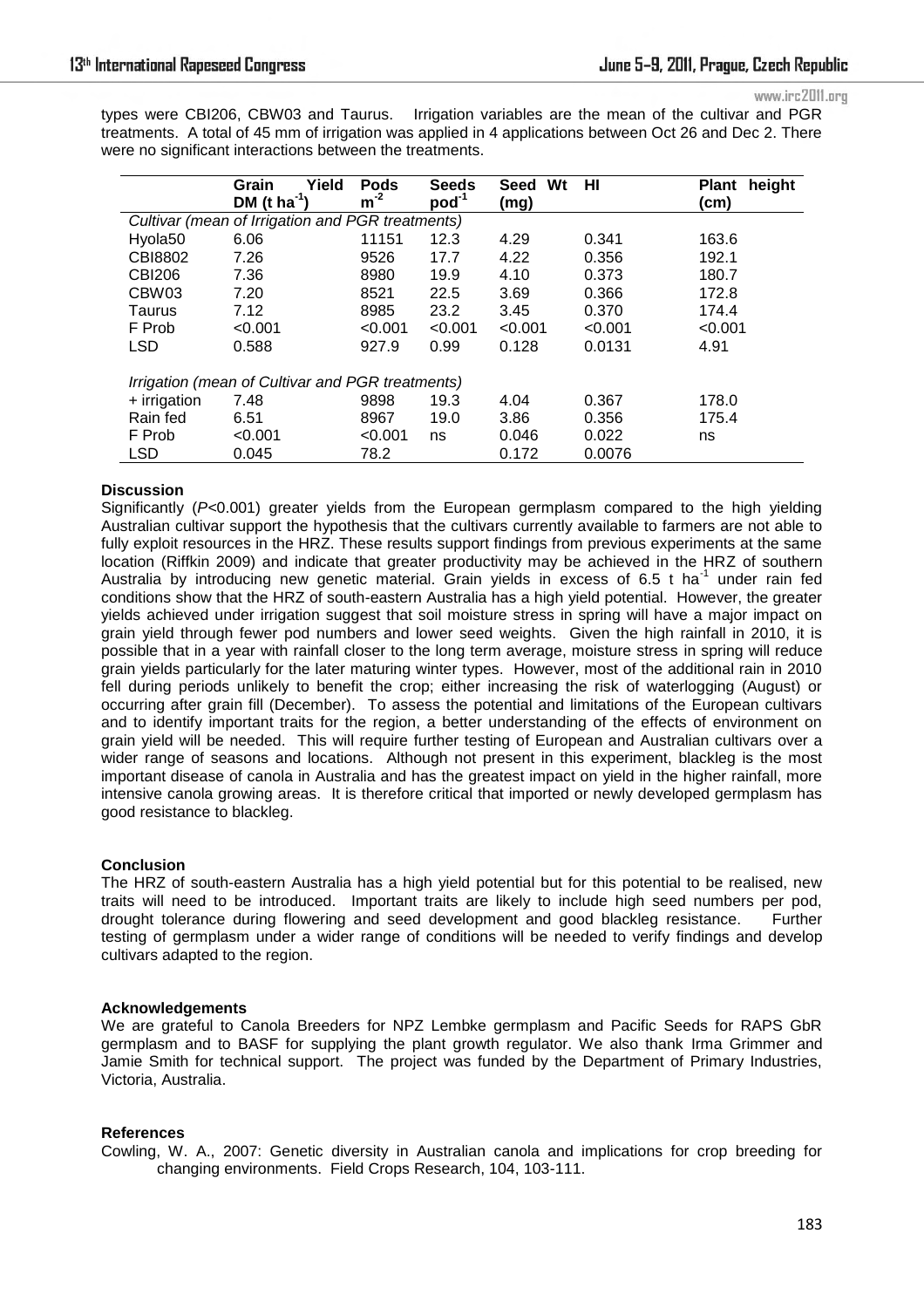types were CBI206, CBW03 and Taurus. Irrigation variables are the mean of the cultivar and PGR treatments. A total of 45 mm of irrigation was applied in 4 applications between Oct 26 and Dec 2. There were no significant interactions between the treatments.

| | Grain Yield DM (t $ha^{-1}$) | Pods $m^{-2}$ | Seeds $pod^{-1}$ | Seed Wt (mg) | HI | Plant height (cm) |
|---|---|---|---|---|---|---|
| *Cultivar (mean of Irrigation and PGR treatments)* | | | | | | |
| Hyola50 | 6.06 | 11151 | 12.3 | 4.29 | 0.341 | 163.6 |
| CBI8802 | 7.26 | 9526 | 17.7 | 4.22 | 0.356 | 192.1 |
| CBI206 | 7.36 | 8980 | 19.9 | 4.10 | 0.373 | 180.7 |
| CBW03 | 7.20 | 8521 | 22.5 | 3.69 | 0.366 | 172.8 |
| Taurus | 7.12 | 8985 | 23.2 | 3.45 | 0.370 | 174.4 |
| F Prob | <0.001 | <0.001 | <0.001 | <0.001 | <0.001 | <0.001 |
| LSD | 0.588 | 927.9 | 0.99 | 0.128 | 0.0131 | 4.91 |
| *Irrigation (mean of Cultivar and PGR treatments)* | | | | | | |
| + irrigation | 7.48 | 9898 | 19.3 | 4.04 | 0.367 | 178.0 |
| Rain fed | 6.51 | 8967 | 19.0 | 3.86 | 0.356 | 175.4 |
| F Prob | <0.001 | <0.001 | ns | 0.046 | 0.022 | ns |
| LSD | 0.045 | 78.2 | | 0.172 | 0.0076 | |

**Discussion**

Significantly (*P*<0.001) greater yields from the European germplasm compared to the high yielding Australian cultivar support the hypothesis that the cultivars currently available to farmers are not able to fully exploit resources in the HRZ. These results support findings from previous experiments at the same location (Riffkin 2009) and indicate that greater productivity may be achieved in the HRZ of southern Australia by introducing new genetic material. Grain yields in excess of 6.5 t $ha^{-1}$ under rain fed conditions show that the HRZ of south-eastern Australia has a high yield potential. However, the greater yields achieved under irrigation suggest that soil moisture stress in spring will have a major impact on grain yield through fewer pod numbers and lower seed weights. Given the high rainfall in 2010, it is possible that in a year with rainfall closer to the long term average, moisture stress in spring will reduce grain yields particularly for the later maturing winter types. However, most of the additional rain in 2010 fell during periods unlikely to benefit the crop; either increasing the risk of waterlogging (August) or occurring after grain fill (December). To assess the potential and limitations of the European cultivars and to identify important traits for the region, a better understanding of the effects of environment on grain yield will be needed. This will require further testing of European and Australian cultivars over a wider range of seasons and locations. Although not present in this experiment, blackleg is the most important disease of canola in Australia and has the greatest impact on yield in the higher rainfall, more intensive canola growing areas. It is therefore critical that imported or newly developed germplasm has good resistance to blackleg.

**Conclusion**

The HRZ of south-eastern Australia has a high yield potential but for this potential to be realised, new traits will need to be introduced. Important traits are likely to include high seed numbers per pod, drought tolerance during flowering and seed development and good blackleg resistance. Further testing of germplasm under a wider range of conditions will be needed to verify findings and develop cultivars adapted to the region.

**Acknowledgements**

We are grateful to Canola Breeders for NPZ Lembke germplasm and Pacific Seeds for RAPS GbR germplasm and to BASF for supplying the plant growth regulator. We also thank Irma Grimmer and Jamie Smith for technical support. The project was funded by the Department of Primary Industries, Victoria, Australia.

**References**

Cowling, W. A., 2007: Genetic diversity in Australian canola and implications for crop breeding for changing environments. Field Crops Research, 104, 103-111.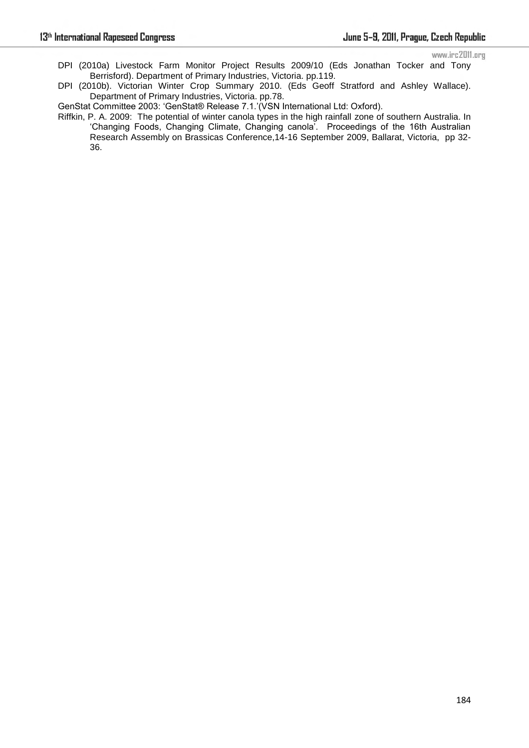DPI (2010a) Livestock Farm Monitor Project Results 2009/10 (Eds Jonathan Tocker and Tony Berrisford). Department of Primary Industries, Victoria. pp.119.

DPI (2010b). Victorian Winter Crop Summary 2010. (Eds Geoff Stratford and Ashley Wallace). Department of Primary Industries, Victoria. pp.78.

GenStat Committee 2003: 'GenStat® Release 7.1.'(VSN International Ltd: Oxford).

Riffkin, P. A. 2009: The potential of winter canola types in the high rainfall zone of southern Australia. In 'Changing Foods, Changing Climate, Changing canola'. Proceedings of the 16th Australian Research Assembly on Brassicas Conference,14-16 September 2009, Ballarat, Victoria, pp 32-36.